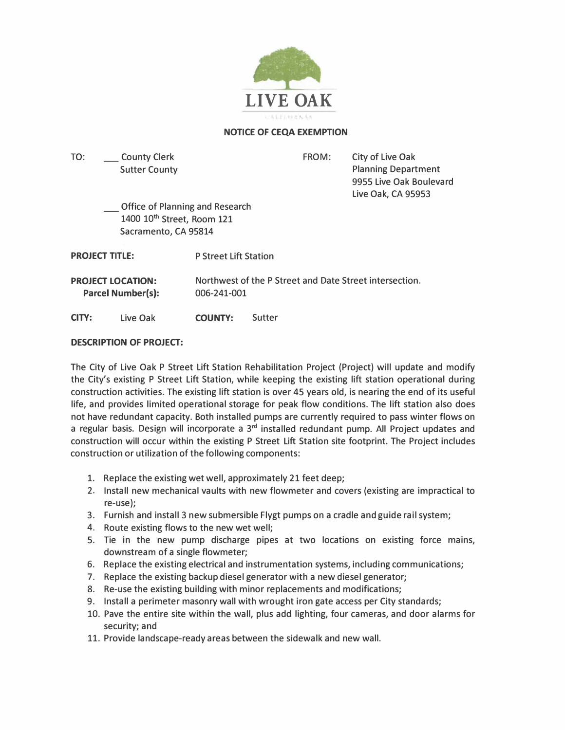LIVE OAK

CALIFORNIA

## NOTICE OF CEQA EXEMPTION

TO: ___ County Clerk
Sutter County

___ Office of Planning and Research
1400 10th Street, Room 121
Sacramento, CA 95814

FROM: City of Live Oak
Planning Department
9955 Live Oak Boulevard
Live Oak, CA 95953

**PROJECT TITLE:** P Street Lift Station

**PROJECT LOCATION:** Northwest of the P Street and Date Street intersection.
**Parcel Number(s):** 006-241-001

**CITY:** Live Oak **COUNTY:** Sutter

**DESCRIPTION OF PROJECT:**

The City of Live Oak P Street Lift Station Rehabilitation Project (Project) will update and modify the City's existing P Street Lift Station, while keeping the existing lift station operational during construction activities. The existing lift station is over 45 years old, is nearing the end of its useful life, and provides limited operational storage for peak flow conditions. The lift station also does not have redundant capacity. Both installed pumps are currently required to pass winter flows on a regular basis. Design will incorporate a 3rd installed redundant pump. All Project updates and construction will occur within the existing P Street Lift Station site footprint. The Project includes construction or utilization of the following components:

1. Replace the existing wet well, approximately 21 feet deep;
2. Install new mechanical vaults with new flowmeter and covers (existing are impractical to re-use);
3. Furnish and install 3 new submersible Flygt pumps on a cradle and guide rail system;
4. Route existing flows to the new wet well;
5. Tie in the new pump discharge pipes at two locations on existing force mains, downstream of a single flowmeter;
6. Replace the existing electrical and instrumentation systems, including communications;
7. Replace the existing backup diesel generator with a new diesel generator;
8. Re-use the existing building with minor replacements and modifications;
9. Install a perimeter masonry wall with wrought iron gate access per City standards;
10. Pave the entire site within the wall, plus add lighting, four cameras, and door alarms for security; and
11. Provide landscape-ready areas between the sidewalk and new wall.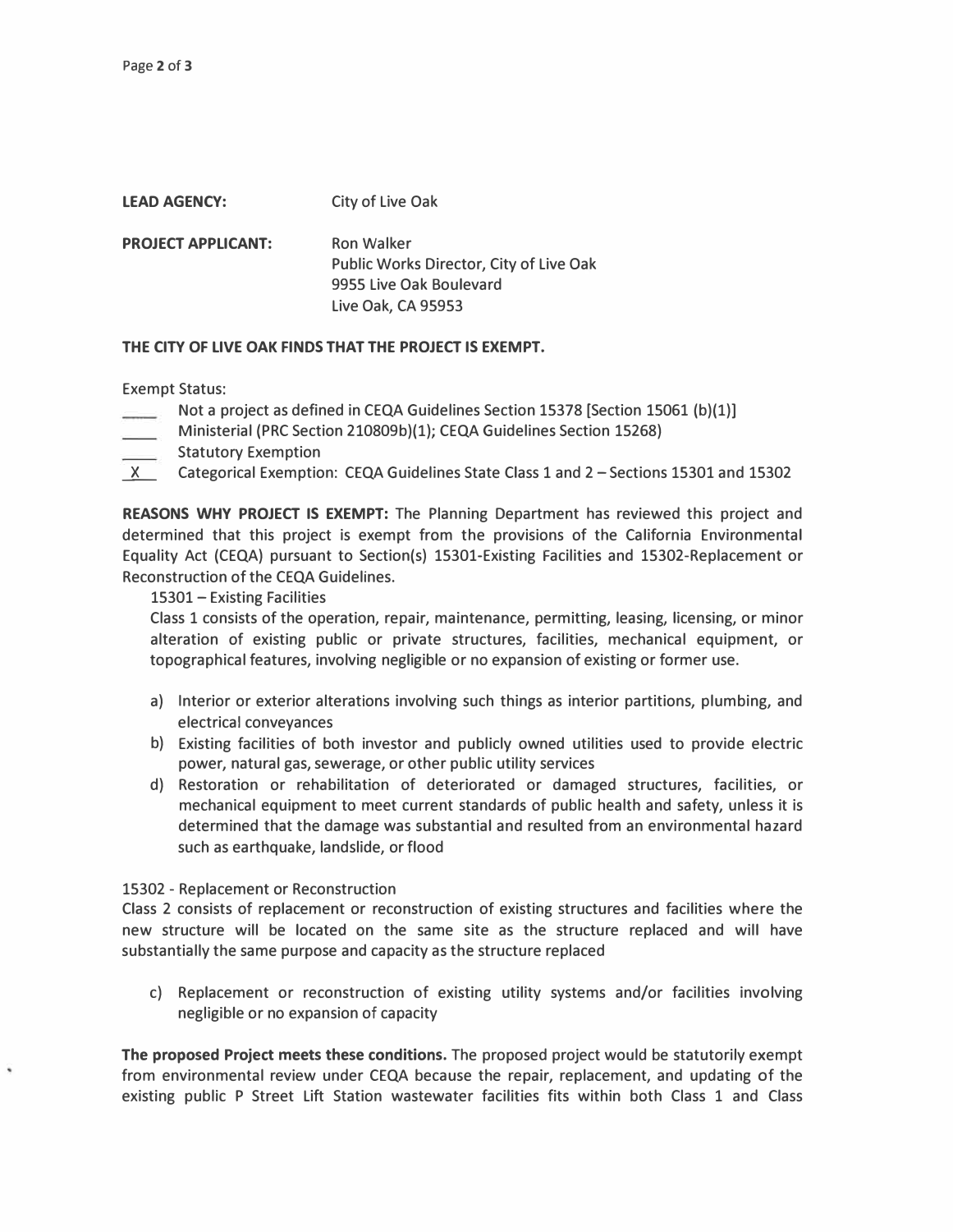**LEAD AGENCY:** City of Live Oak

**PROJECT APPLICANT:** Ron Walker
Public Works Director, City of Live Oak
9955 Live Oak Boulevard
Live Oak, CA 95953

**THE CITY OF LIVE OAK FINDS THAT THE PROJECT IS EXEMPT.**

Exempt Status:

\_\_\_\_ Not a project as defined in CEQA Guidelines Section 15378 [Section 15061 (b)(1)]
\_\_\_\_ Ministerial (PRC Section 210809b)(1); CEQA Guidelines Section 15268)
\_\_\_\_ Statutory Exemption
\_X\_ Categorical Exemption: CEQA Guidelines State Class 1 and 2 – Sections 15301 and 15302

**REASONS WHY PROJECT IS EXEMPT:** The Planning Department has reviewed this project and determined that this project is exempt from the provisions of the California Environmental Equality Act (CEQA) pursuant to Section(s) 15301-Existing Facilities and 15302-Replacement or Reconstruction of the CEQA Guidelines.

15301 – Existing Facilities
Class 1 consists of the operation, repair, maintenance, permitting, leasing, licensing, or minor alteration of existing public or private structures, facilities, mechanical equipment, or topographical features, involving negligible or no expansion of existing or former use.

a) Interior or exterior alterations involving such things as interior partitions, plumbing, and electrical conveyances
b) Existing facilities of both investor and publicly owned utilities used to provide electric power, natural gas, sewerage, or other public utility services
d) Restoration or rehabilitation of deteriorated or damaged structures, facilities, or mechanical equipment to meet current standards of public health and safety, unless it is determined that the damage was substantial and resulted from an environmental hazard such as earthquake, landslide, or flood

15302 - Replacement or Reconstruction
Class 2 consists of replacement or reconstruction of existing structures and facilities where the new structure will be located on the same site as the structure replaced and will have substantially the same purpose and capacity as the structure replaced

c) Replacement or reconstruction of existing utility systems and/or facilities involving negligible or no expansion of capacity

**The proposed Project meets these conditions.** The proposed project would be statutorily exempt from environmental review under CEQA because the repair, replacement, and updating of the existing public P Street Lift Station wastewater facilities fits within both Class 1 and Class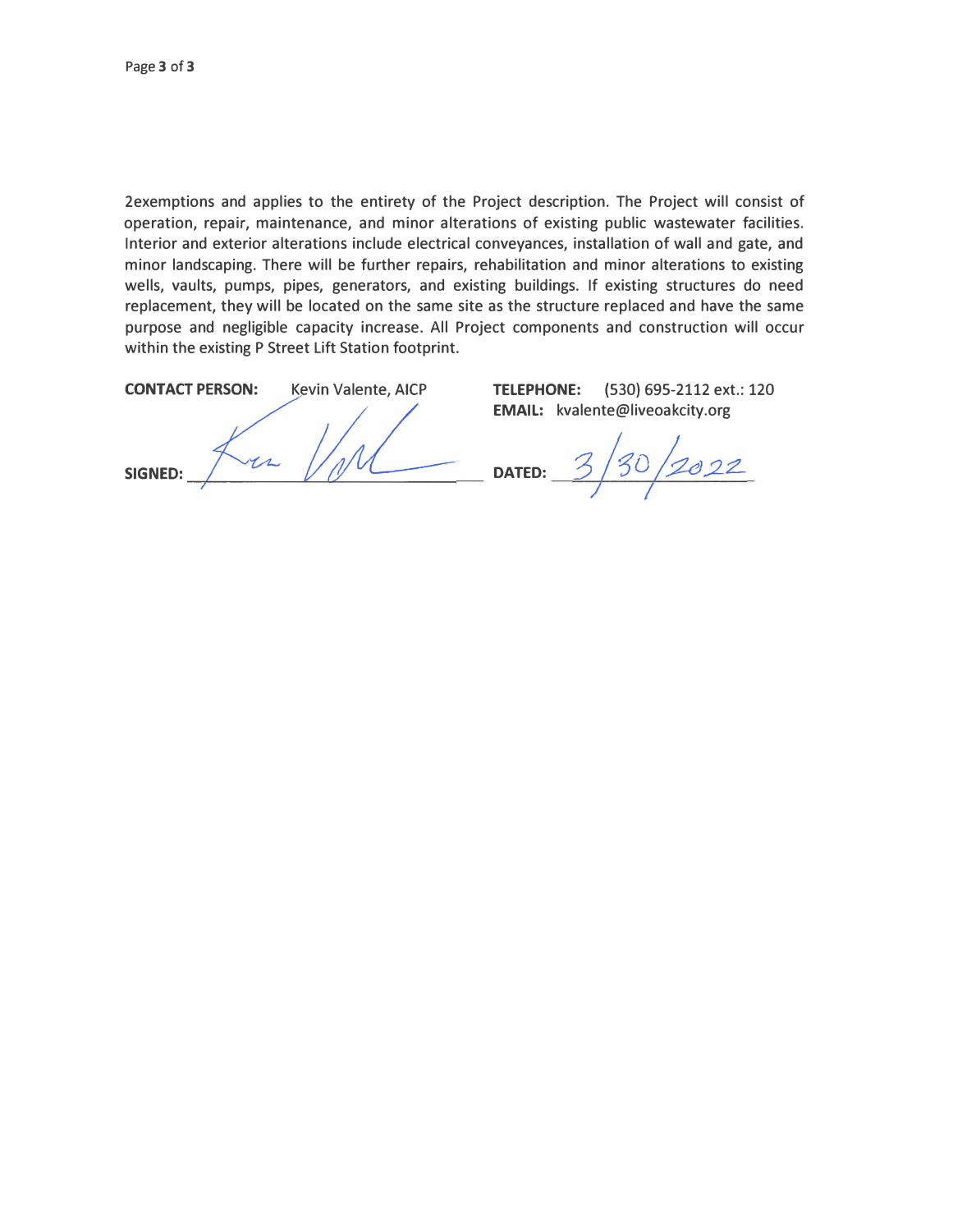2exemptions and applies to the entirety of the Project description. The Project will consist of operation, repair, maintenance, and minor alterations of existing public wastewater facilities. Interior and exterior alterations include electrical conveyances, installation of wall and gate, and minor landscaping. There will be further repairs, rehabilitation and minor alterations to existing wells, vaults, pumps, pipes, generators, and existing buildings. If existing structures do need replacement, they will be located on the same site as the structure replaced and have the same purpose and negligible capacity increase. All Project components and construction will occur within the existing P Street Lift Station footprint.

**CONTACT PERSON:** Kevin Valente, AICP

**TELEPHONE:** (530) 695-2112 ext.: 120

**EMAIL:** kvalente@liveoakcity.org

**SIGNED:** _[signature]_

**DATED:** 3/30/2022